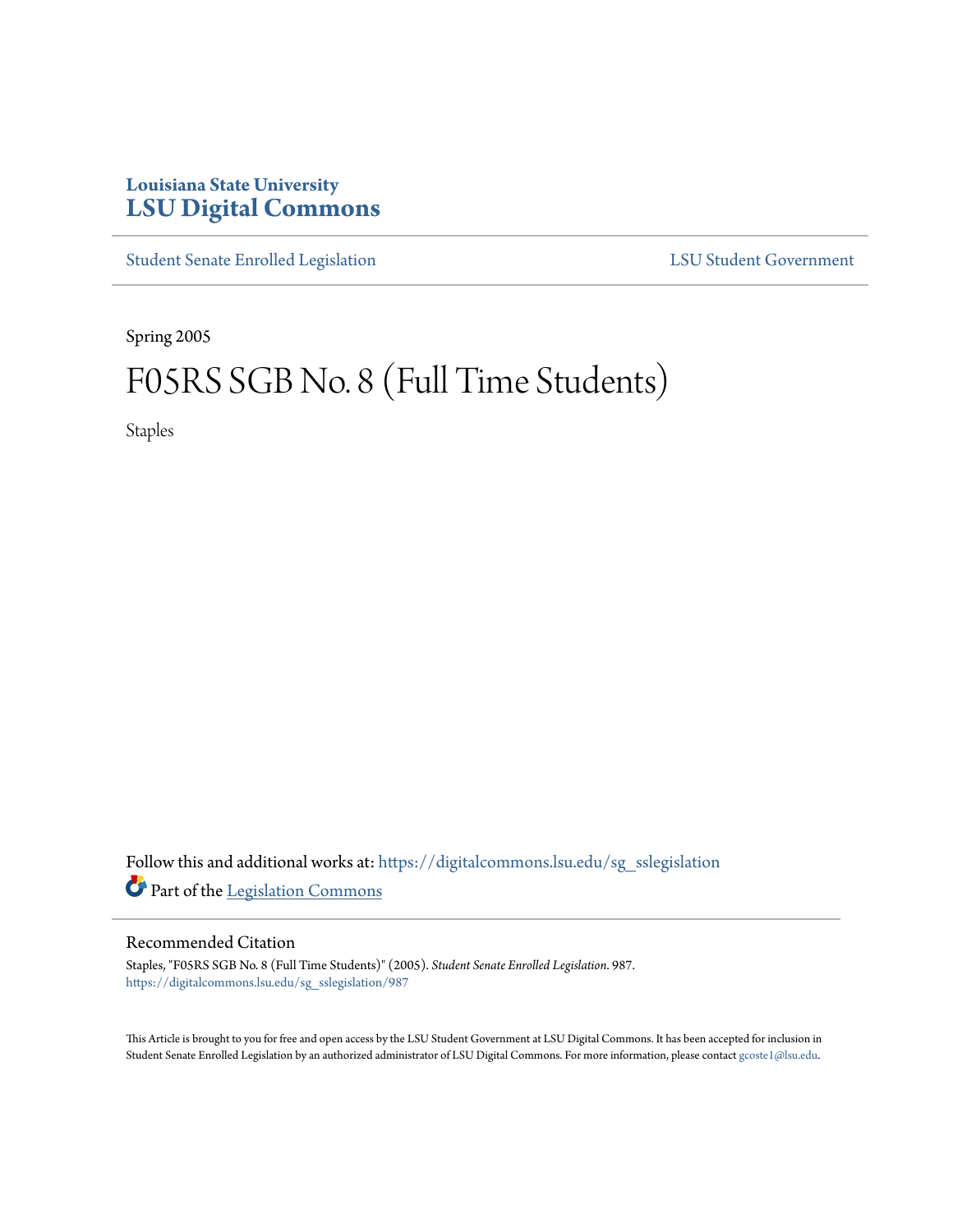# Louisiana State University
# LSU Digital Commons

Student Senate Enrolled Legislation | LSU Student Government

Spring 2005

# F05RS SGB No. 8 (Full Time Students)

Staples

Follow this and additional works at: https://digitalcommons.lsu.edu/sg_sslegislation

Part of the Legislation Commons

## Recommended Citation

Staples, "F05RS SGB No. 8 (Full Time Students)" (2005). *Student Senate Enrolled Legislation*. 987.
https://digitalcommons.lsu.edu/sg_sslegislation/987

This Article is brought to you for free and open access by the LSU Student Government at LSU Digital Commons. It has been accepted for inclusion in Student Senate Enrolled Legislation by an authorized administrator of LSU Digital Commons. For more information, please contact gcoste1@lsu.edu.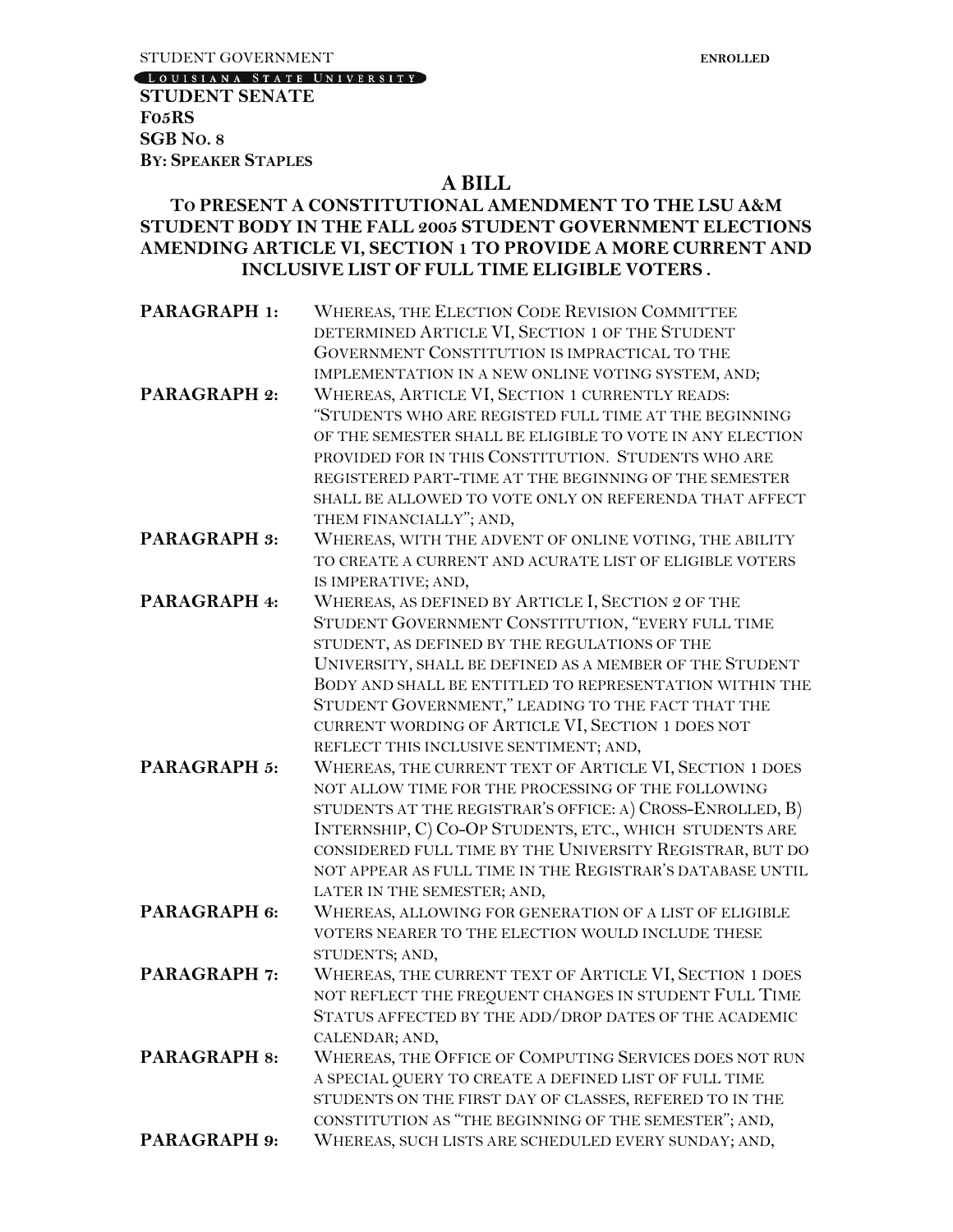STUDENT GOVERNMENT **ENROLLED**

LOUISIANA STATE UNIVERSITY

**STUDENT SENATE**
**F05RS**
**SGB NO. 8**
**BY: SPEAKER STAPLES**

# A BILL

## TO PRESENT A CONSTITUTIONAL AMENDMENT TO THE LSU A&M STUDENT BODY IN THE FALL 2005 STUDENT GOVERNMENT ELECTIONS AMENDING ARTICLE VI, SECTION 1 TO PROVIDE A MORE CURRENT AND INCLUSIVE LIST OF FULL TIME ELIGIBLE VOTERS .

**PARAGRAPH 1:** WHEREAS, THE ELECTION CODE REVISION COMMITTEE DETERMINED ARTICLE VI, SECTION 1 OF THE STUDENT GOVERNMENT CONSTITUTION IS IMPRACTICAL TO THE IMPLEMENTATION IN A NEW ONLINE VOTING SYSTEM, AND;

**PARAGRAPH 2:** WHEREAS, ARTICLE VI, SECTION 1 CURRENTLY READS: "STUDENTS WHO ARE REGISTED FULL TIME AT THE BEGINNING OF THE SEMESTER SHALL BE ELIGIBLE TO VOTE IN ANY ELECTION PROVIDED FOR IN THIS CONSTITUTION. STUDENTS WHO ARE REGISTERED PART-TIME AT THE BEGINNING OF THE SEMESTER SHALL BE ALLOWED TO VOTE ONLY ON REFERENDA THAT AFFECT THEM FINANCIALLY"; AND,

**PARAGRAPH 3:** WHEREAS, WITH THE ADVENT OF ONLINE VOTING, THE ABILITY TO CREATE A CURRENT AND ACURATE LIST OF ELIGIBLE VOTERS IS IMPERATIVE; AND,

**PARAGRAPH 4:** WHEREAS, AS DEFINED BY ARTICLE I, SECTION 2 OF THE STUDENT GOVERNMENT CONSTITUTION, "EVERY FULL TIME STUDENT, AS DEFINED BY THE REGULATIONS OF THE UNIVERSITY, SHALL BE DEFINED AS A MEMBER OF THE STUDENT BODY AND SHALL BE ENTITLED TO REPRESENTATION WITHIN THE STUDENT GOVERNMENT," LEADING TO THE FACT THAT THE CURRENT WORDING OF ARTICLE VI, SECTION 1 DOES NOT REFLECT THIS INCLUSIVE SENTIMENT; AND,

**PARAGRAPH 5:** WHEREAS, THE CURRENT TEXT OF ARTICLE VI, SECTION 1 DOES NOT ALLOW TIME FOR THE PROCESSING OF THE FOLLOWING STUDENTS AT THE REGISTRAR'S OFFICE: A) CROSS-ENROLLED, B) INTERNSHIP, C) CO-OP STUDENTS, ETC., WHICH STUDENTS ARE CONSIDERED FULL TIME BY THE UNIVERSITY REGISTRAR, BUT DO NOT APPEAR AS FULL TIME IN THE REGISTRAR'S DATABASE UNTIL LATER IN THE SEMESTER; AND,

**PARAGRAPH 6:** WHEREAS, ALLOWING FOR GENERATION OF A LIST OF ELIGIBLE VOTERS NEARER TO THE ELECTION WOULD INCLUDE THESE STUDENTS; AND,

**PARAGRAPH 7:** WHEREAS, THE CURRENT TEXT OF ARTICLE VI, SECTION 1 DOES NOT REFLECT THE FREQUENT CHANGES IN STUDENT FULL TIME STATUS AFFECTED BY THE ADD/DROP DATES OF THE ACADEMIC CALENDAR; AND,

**PARAGRAPH 8:** WHEREAS, THE OFFICE OF COMPUTING SERVICES DOES NOT RUN A SPECIAL QUERY TO CREATE A DEFINED LIST OF FULL TIME STUDENTS ON THE FIRST DAY OF CLASSES, REFERED TO IN THE CONSTITUTION AS "THE BEGINNING OF THE SEMESTER"; AND,

**PARAGRAPH 9:** WHEREAS, SUCH LISTS ARE SCHEDULED EVERY SUNDAY; AND,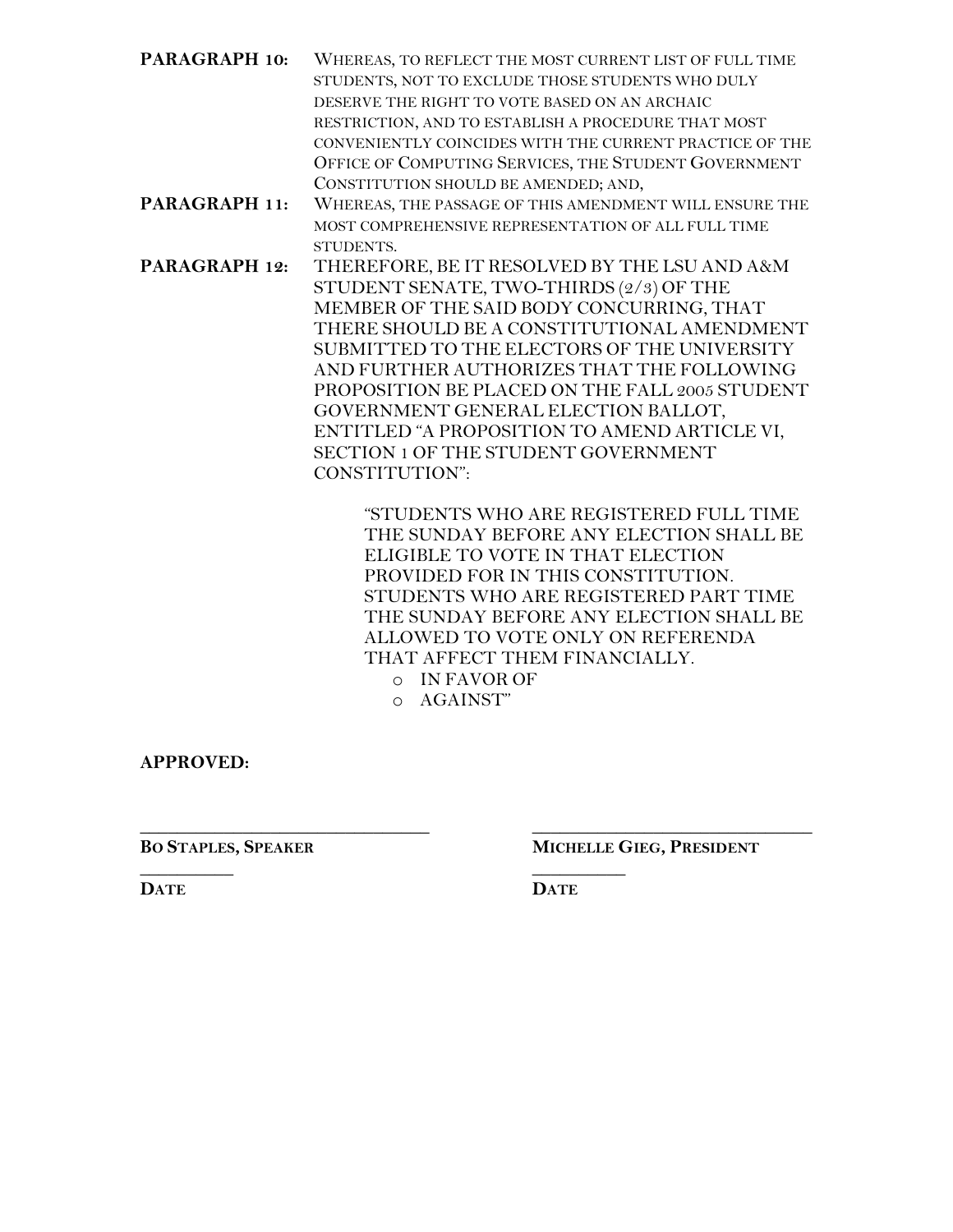**PARAGRAPH 10:** WHEREAS, TO REFLECT THE MOST CURRENT LIST OF FULL TIME STUDENTS, NOT TO EXCLUDE THOSE STUDENTS WHO DULY DESERVE THE RIGHT TO VOTE BASED ON AN ARCHAIC RESTRICTION, AND TO ESTABLISH A PROCEDURE THAT MOST CONVENIENTLY COINCIDES WITH THE CURRENT PRACTICE OF THE OFFICE OF COMPUTING SERVICES, THE STUDENT GOVERNMENT CONSTITUTION SHOULD BE AMENDED; AND,

**PARAGRAPH 11:** WHEREAS, THE PASSAGE OF THIS AMENDMENT WILL ENSURE THE MOST COMPREHENSIVE REPRESENTATION OF ALL FULL TIME STUDENTS.

**PARAGRAPH 12:** THEREFORE, BE IT RESOLVED BY THE LSU AND A&M STUDENT SENATE, TWO-THIRDS (2/3) OF THE MEMBER OF THE SAID BODY CONCURRING, THAT THERE SHOULD BE A CONSTITUTIONAL AMENDMENT SUBMITTED TO THE ELECTORS OF THE UNIVERSITY AND FURTHER AUTHORIZES THAT THE FOLLOWING PROPOSITION BE PLACED ON THE FALL 2005 STUDENT GOVERNMENT GENERAL ELECTION BALLOT, ENTITLED "A PROPOSITION TO AMEND ARTICLE VI, SECTION 1 OF THE STUDENT GOVERNMENT CONSTITUTION":

> "STUDENTS WHO ARE REGISTERED FULL TIME THE SUNDAY BEFORE ANY ELECTION SHALL BE ELIGIBLE TO VOTE IN THAT ELECTION PROVIDED FOR IN THIS CONSTITUTION. STUDENTS WHO ARE REGISTERED PART TIME THE SUNDAY BEFORE ANY ELECTION SHALL BE ALLOWED TO VOTE ONLY ON REFERENDA THAT AFFECT THEM FINANCIALLY.
>
> - IN FAVOR OF
> - AGAINST"

**APPROVED:**

\_\_\_\_\_\_\_\_\_\_\_\_\_\_\_\_\_\_\_\_\_\_\_\_\_\_\_\_\_\_
**BO STAPLES, SPEAKER**

\_\_\_\_\_\_\_\_\_\_
**DATE**

\_\_\_\_\_\_\_\_\_\_\_\_\_\_\_\_\_\_\_\_\_\_\_\_\_\_\_\_\_\_
**MICHELLE GIEG, PRESIDENT**

\_\_\_\_\_\_\_\_\_\_
**DATE**